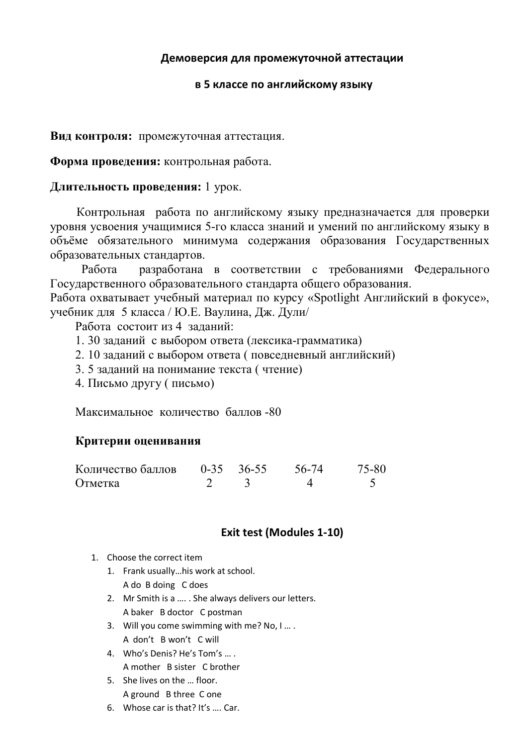**Демоверсия для промежуточной аттестации**

**в 5 классе по английскому языку**

**Вид контроля:** промежуточная аттестация.

**Форма проведения:** контрольная работа.

**Длительность проведения:** 1 урок.

Контрольная работа по английскому языку предназначается для проверки уровня усвоения учащимися 5-го класса знаний и умений по английскому языку в объёме обязательного минимума содержания образования Государственных образовательных стандартов.

Работа разработана в соответствии с требованиями Федерального Государственного образовательного стандарта общего образования.
Работа охватывает учебный материал по курсу «Spotlight Английский в фокусе», учебник для 5 класса / Ю.Е. Ваулина, Дж. Дули/

Работа состоит из 4 заданий:

1. 30 заданий с выбором ответа (лексика-грамматика)
2. 10 заданий с выбором ответа ( повседневный английский)
3. 5 заданий на понимание текста ( чтение)
4. Письмо другу ( письмо)

Максимальное количество баллов -80

**Критерии оценивания**

| Количество баллов | 0-35 | 36-55 | 56-74 | 75-80 |
|---|---|---|---|---|
| Отметка | 2 | 3 | 4 | 5 |

**Exit test (Modules 1-10)**

1. Choose the correct item
   1. Frank usually…his work at school.
      A do B doing C does
   2. Mr Smith is a …. . She always delivers our letters.
      A baker B doctor C postman
   3. Will you come swimming with me? No, I … .
      A don't B won't C will
   4. Who's Denis? He's Tom's … .
      A mother B sister C brother
   5. She lives on the … floor.
      A ground B three C one
   6. Whose car is that? It's …. Car.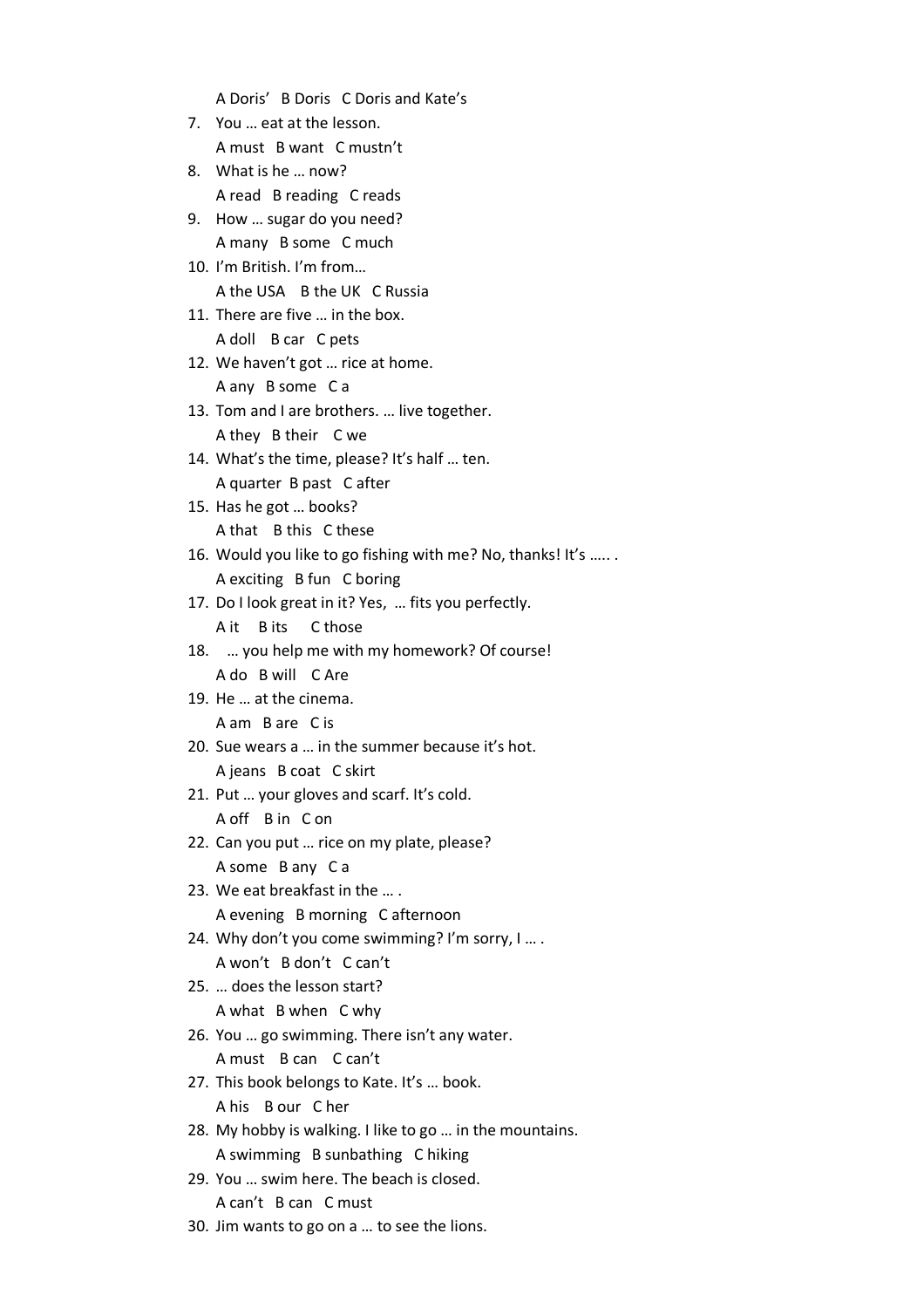A Doris’ B Doris C Doris and Kate’s

7. You … eat at the lesson.
   A must B want C mustn’t
8. What is he … now?
   A read B reading C reads
9. How … sugar do you need?
   A many B some C much
10. I’m British. I’m from…
    A the USA B the UK C Russia
11. There are five … in the box.
    A doll B car C pets
12. We haven’t got … rice at home.
    A any B some C a
13. Tom and I are brothers. … live together.
    A they B their C we
14. What’s the time, please? It’s half … ten.
    A quarter B past C after
15. Has he got … books?
    A that B this C these
16. Would you like to go fishing with me? No, thanks! It’s ….. .
    A exciting B fun C boring
17. Do I look great in it? Yes, … fits you perfectly.
    A it B its C those
18. … you help me with my homework? Of course!
    A do B will C Are
19. He … at the cinema.
    A am B are C is
20. Sue wears a … in the summer because it’s hot.
    A jeans B coat C skirt
21. Put … your gloves and scarf. It’s cold.
    A off B in C on
22. Can you put … rice on my plate, please?
    A some B any C a
23. We eat breakfast in the … .
    A evening B morning C afternoon
24. Why don’t you come swimming? I’m sorry, I … .
    A won’t B don’t C can’t
25. … does the lesson start?
    A what B when C why
26. You … go swimming. There isn’t any water.
    A must B can C can’t
27. This book belongs to Kate. It’s … book.
    A his B our C her
28. My hobby is walking. I like to go … in the mountains.
    A swimming B sunbathing C hiking
29. You … swim here. The beach is closed.
    A can’t B can C must
30. Jim wants to go on a … to see the lions.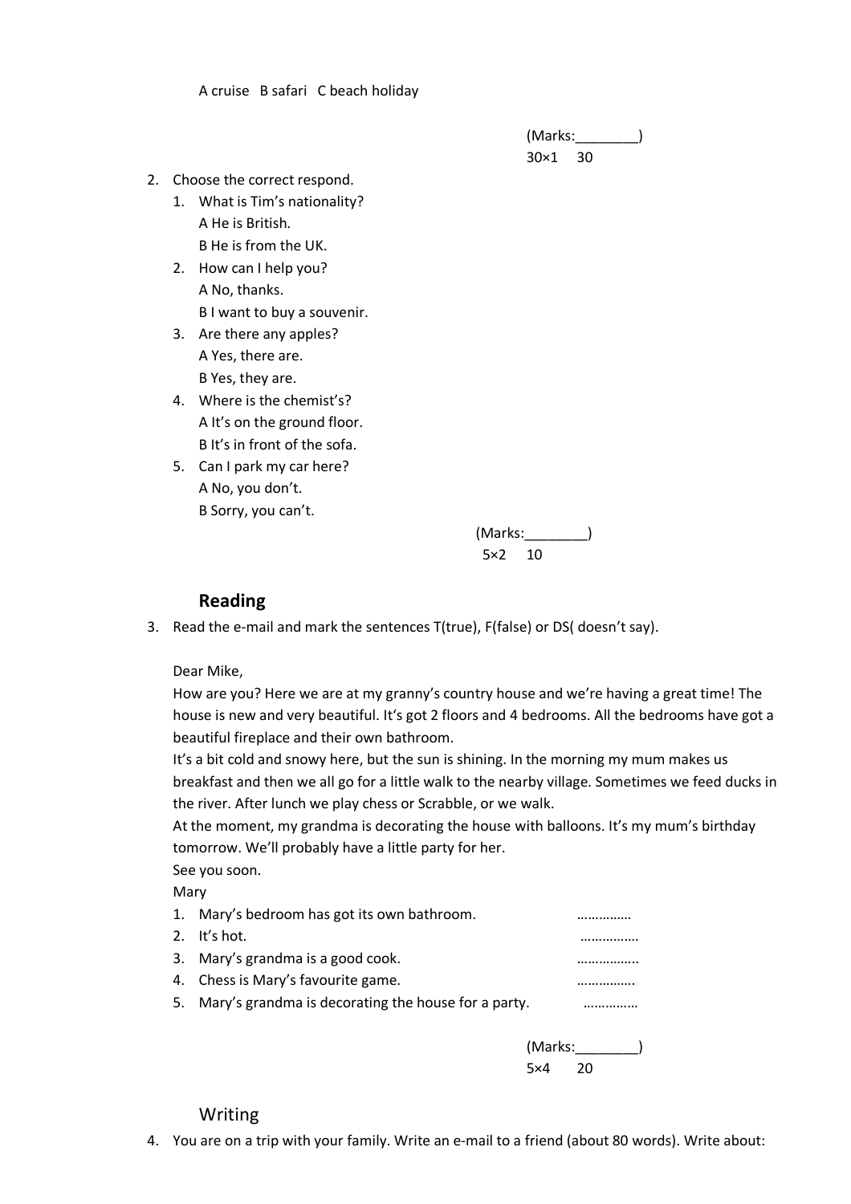A cruise   B safari   C beach holiday

(Marks:________)
30×1     30

2. Choose the correct respond.
   1. What is Tim's nationality?
      A He is British.
      B He is from the UK.
   2. How can I help you?
      A No, thanks.
      B I want to buy a souvenir.
   3. Are there any apples?
      A Yes, there are.
      B Yes, they are.
   4. Where is the chemist's?
      A It's on the ground floor.
      B It's in front of the sofa.
   5. Can I park my car here?
      A No, you don't.
      B Sorry, you can't.

(Marks:________)
5×2     10

## Reading

3. Read the e-mail and mark the sentences T(true), F(false) or DS( doesn't say).

Dear Mike,
How are you? Here we are at my granny's country house and we're having a great time! The house is new and very beautiful. It's got 2 floors and 4 bedrooms. All the bedrooms have got a beautiful fireplace and their own bathroom.
It's a bit cold and snowy here, but the sun is shining. In the morning my mum makes us breakfast and then we all go for a little walk to the nearby village. Sometimes we feed ducks in the river. After lunch we play chess or Scrabble, or we walk.
At the moment, my grandma is decorating the house with balloons. It's my mum's birthday tomorrow. We'll probably have a little party for her.
See you soon.
Mary

1. Mary's bedroom has got its own bathroom. ……………
2. It's hot. …………….
3. Mary's grandma is a good cook. ……………..
4. Chess is Mary's favourite game. …………….
5. Mary's grandma is decorating the house for a party. ……………

(Marks:________)
5×4     20

## Writing

4. You are on a trip with your family. Write an e-mail to a friend (about 80 words). Write about: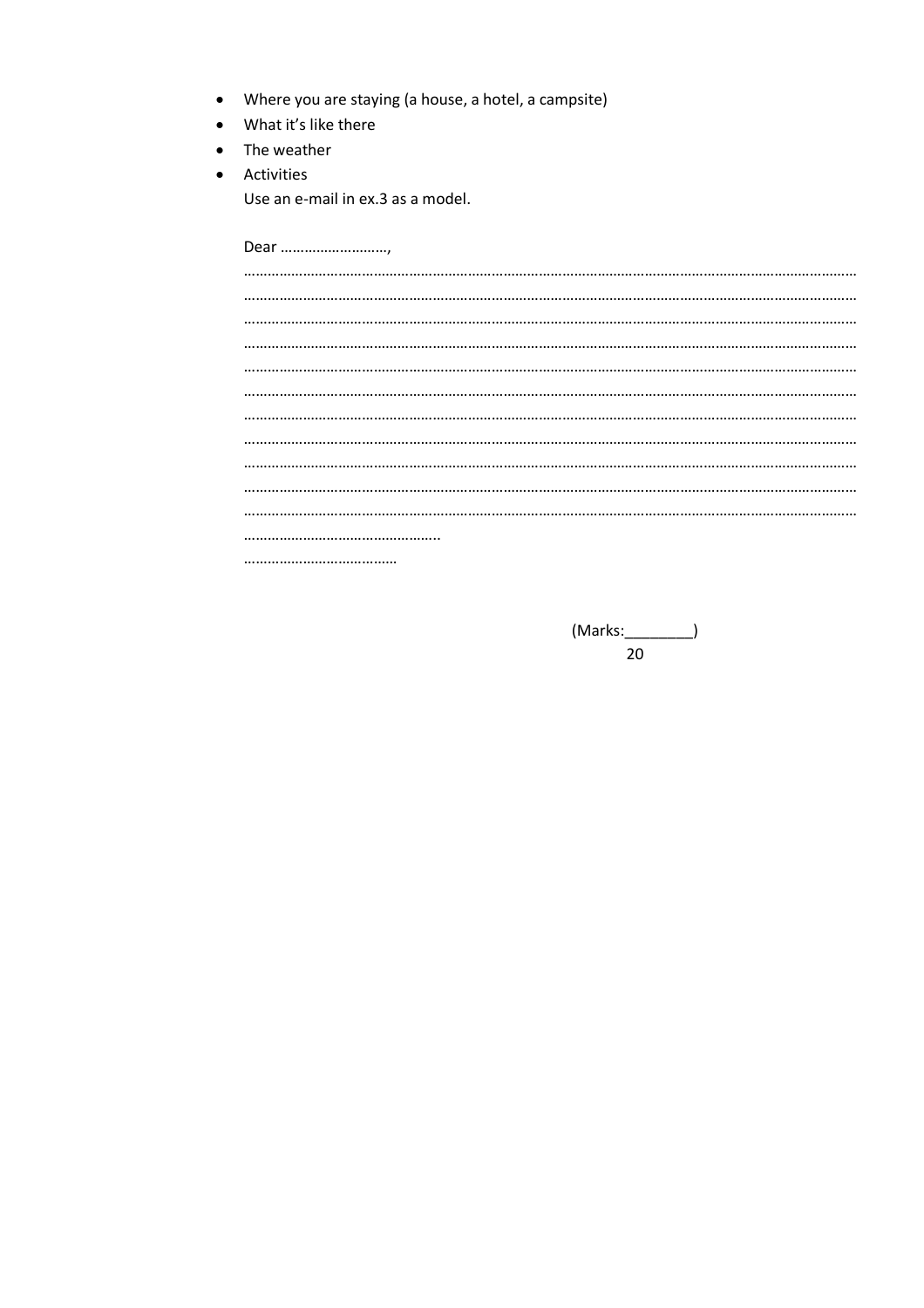- Where you are staying (a house, a hotel, a campsite)
- What it's like there
- The weather
- Activities

  Use an e-mail in ex.3 as a model.

  Dear ……………………..,

  ……………………………………………………………………………………………………………………………………………………

  ……………………………………………………………………………………………………………………………………………………

  ……………………………………………………………………………………………………………………………………………………

  ……………………………………………………………………………………………………………………………………………………

  ……………………………………………………………………………………………………………………………………………………

  ……………………………………………………………………………………………………………………………………………………

  ……………………………………………………………………………………………………………………………………………………

  ……………………………………………………………………………………………………………………………………………………

  ……………………………………………………………………………………………………………………………………………………

  ……………………………………………………………………………………………………………………………………………………

  ……………………………………………………………………………………………………………………………………………………

  …………………………………………..

  ………………………………….

(Marks:________)
20